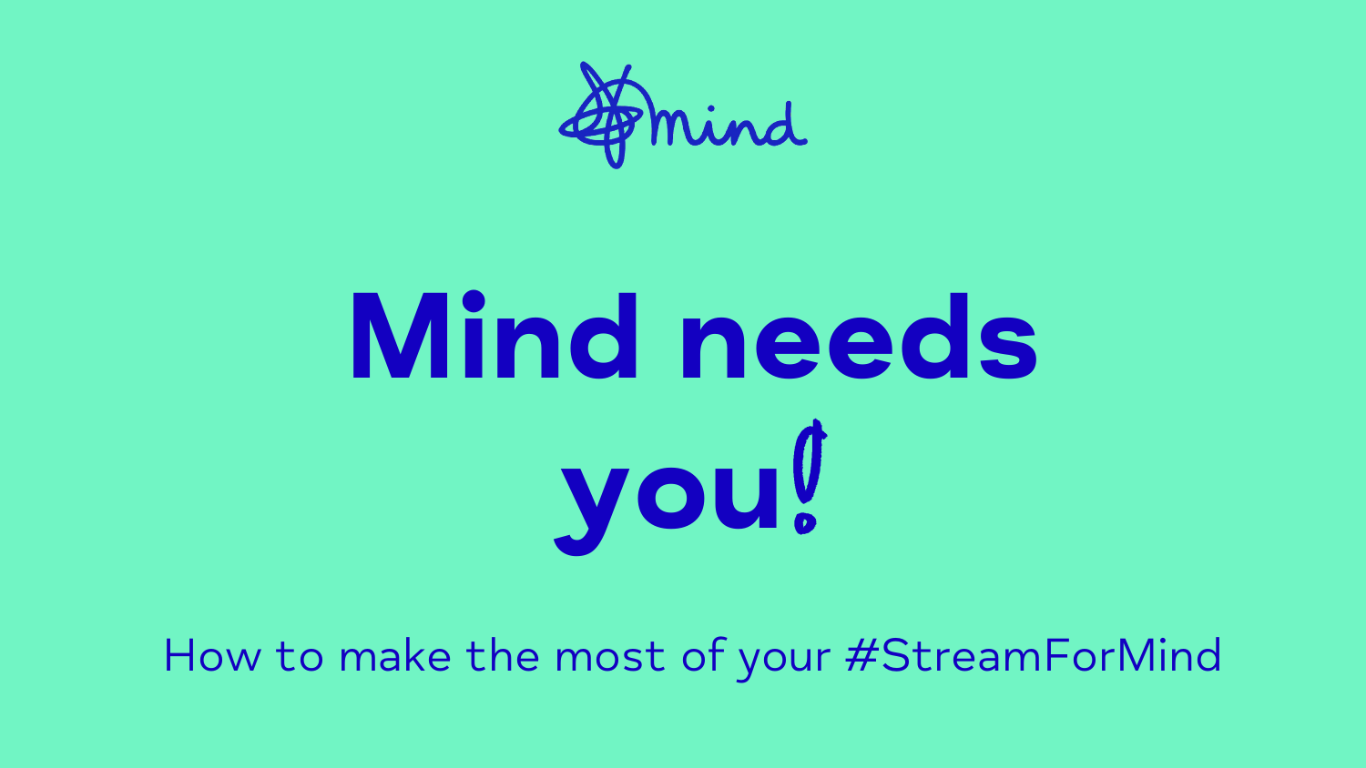mind

# Mind needs you!

How to make the most of your #StreamForMind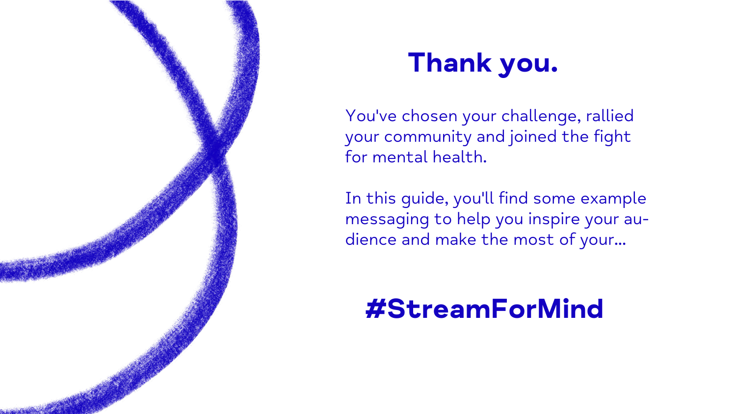# Thank you.

You've chosen your challenge, rallied your community and joined the fight for mental health.

In this guide, you'll find some example messaging to help you inspire your audience and make the most of your...

## #StreamForMind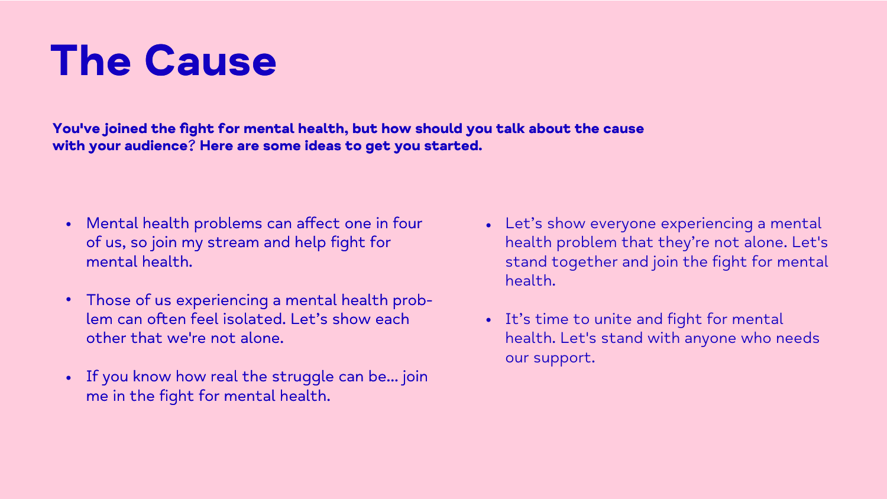# The Cause

**You've joined the fight for mental health, but how should you talk about the cause with your audience? Here are some ideas to get you started.**

- Mental health problems can affect one in four of us, so join my stream and help fight for mental health.
- Those of us experiencing a mental health problem can often feel isolated. Let's show each other that we're not alone.
- If you know how real the struggle can be... join me in the fight for mental health.
- Let's show everyone experiencing a mental health problem that they're not alone. Let's stand together and join the fight for mental health.
- It's time to unite and fight for mental health. Let's stand with anyone who needs our support.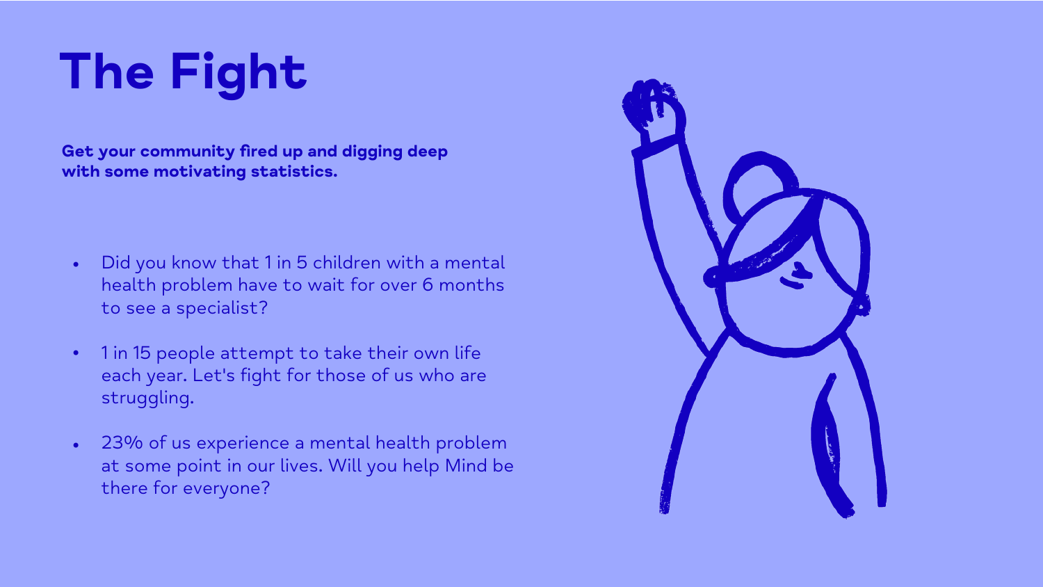# The Fight

**Get your community fired up and digging deep with some motivating statistics.**

- Did you know that 1 in 5 children with a mental health problem have to wait for over 6 months to see a specialist?
- 1 in 15 people attempt to take their own life each year. Let's fight for those of us who are struggling.
- 23% of us experience a mental health problem at some point in our lives. Will you help Mind be there for everyone?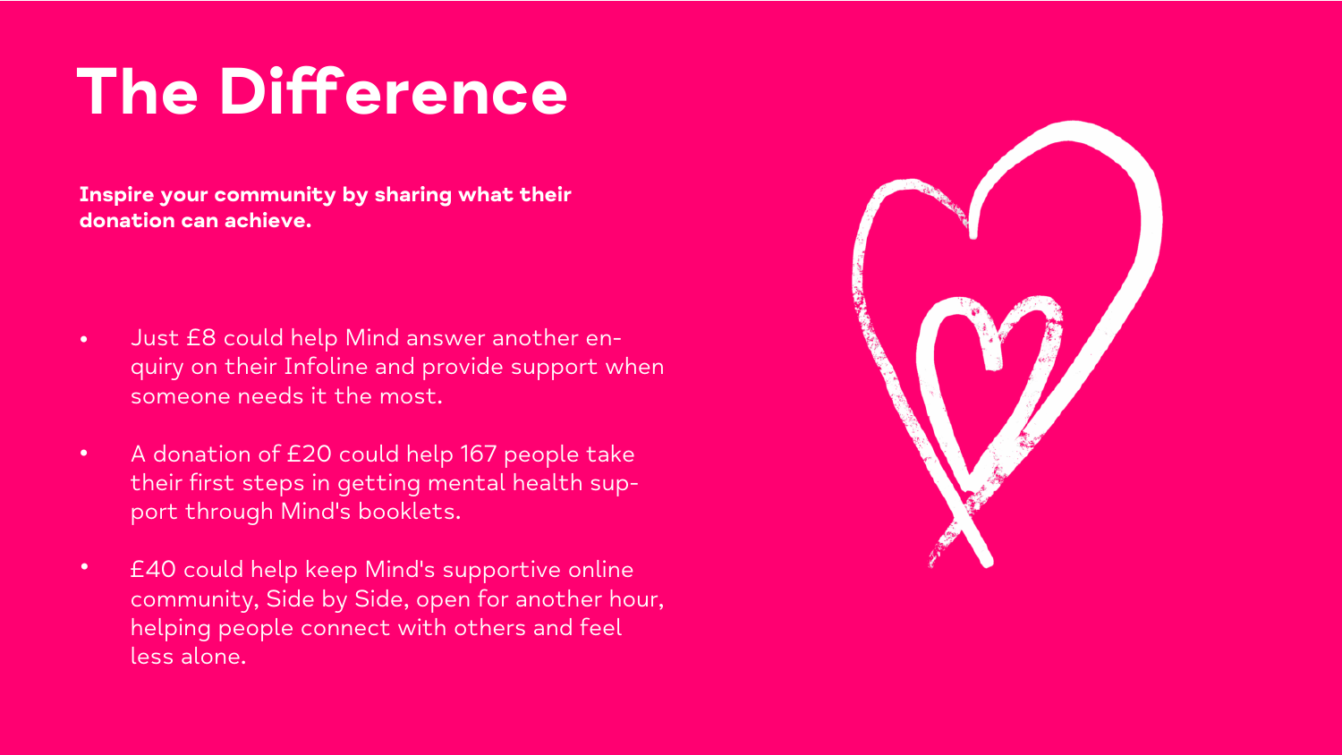# The Difference

**Inspire your community by sharing what their donation can achieve.**

- Just £8 could help Mind answer another enquiry on their Infoline and provide support when someone needs it the most.
- A donation of £20 could help 167 people take their first steps in getting mental health support through Mind's booklets.
- £40 could help keep Mind's supportive online community, Side by Side, open for another hour, helping people connect with others and feel less alone.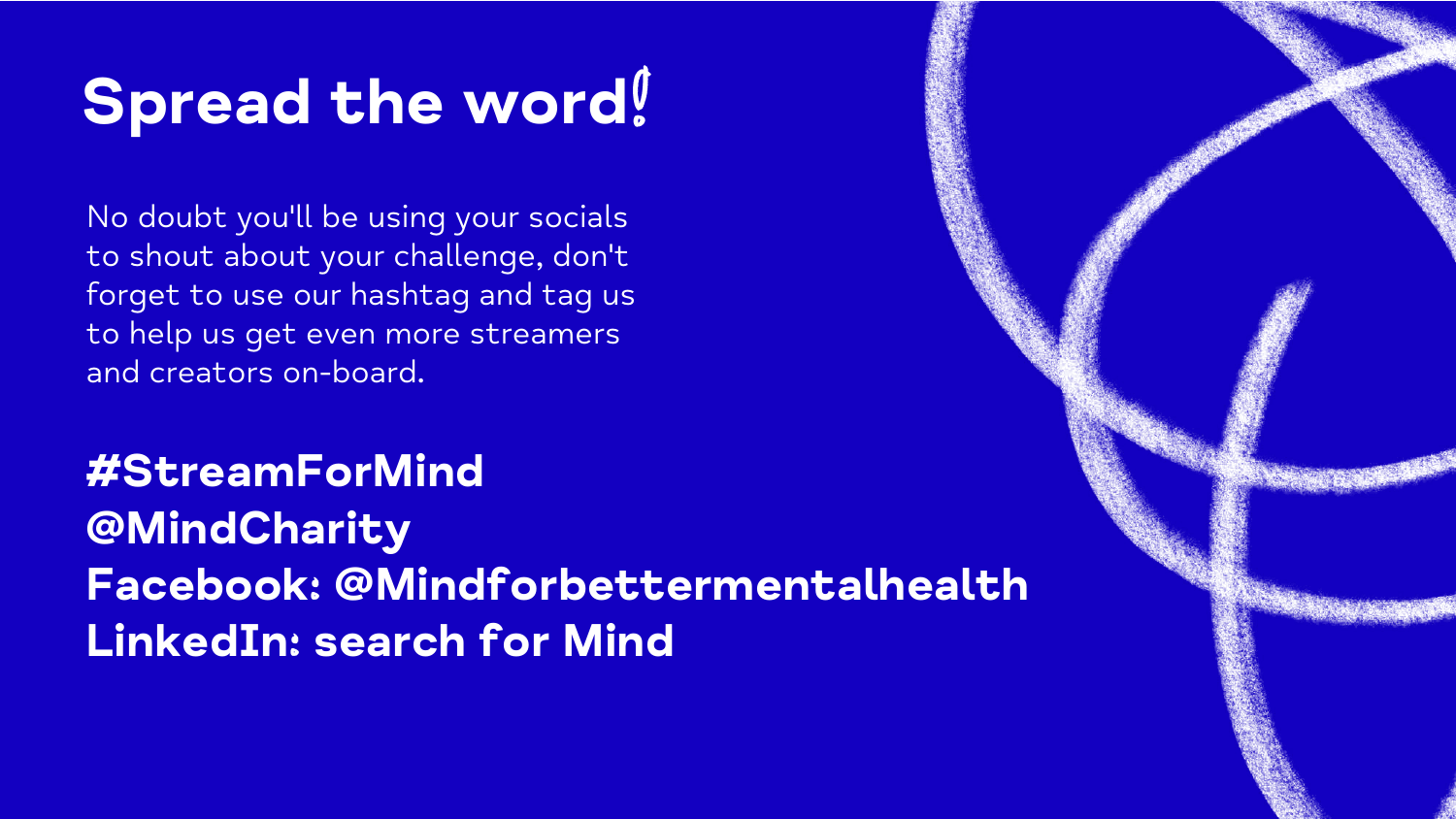# Spread the word!

No doubt you'll be using your socials to shout about your challenge, don't forget to use our hashtag and tag us to help us get even more streamers and creators on-board.

**#StreamForMind**
**@MindCharity**
**Facebook: @Mindforbettermentalhealth**
**LinkedIn: search for Mind**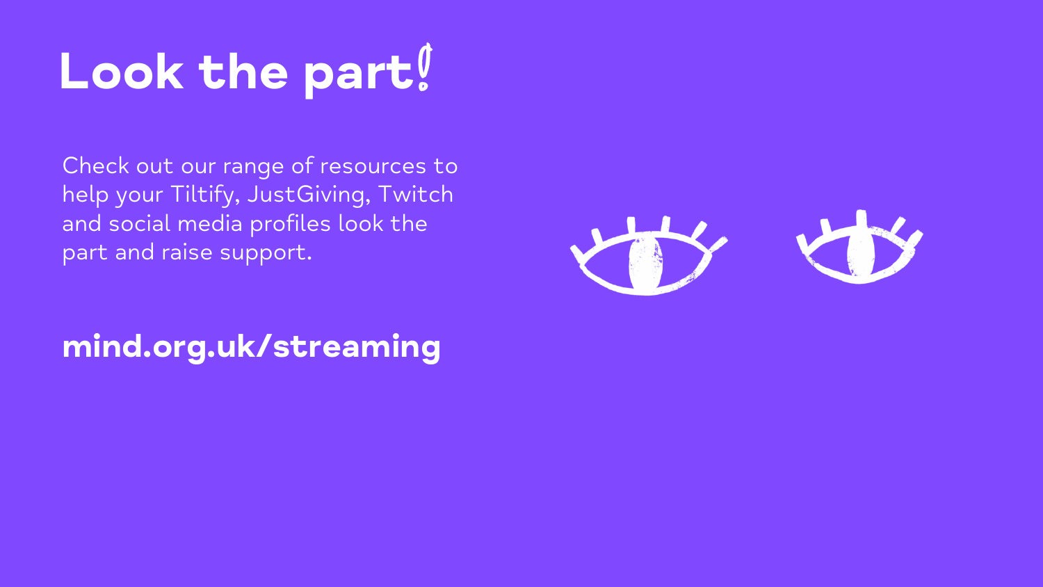# Look the part!

Check out our range of resources to help your Tiltify, JustGiving, Twitch and social media profiles look the part and raise support.

**mind.org.uk/streaming**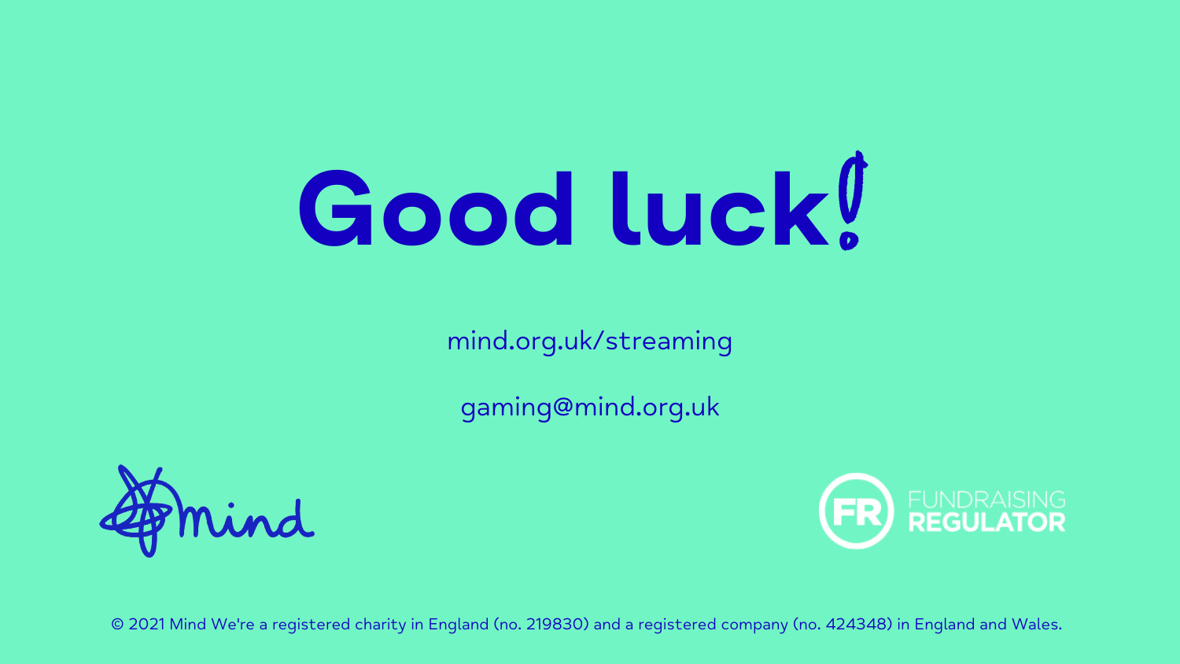# Good luck!

mind.org.uk/streaming

gaming@mind.org.uk

mind

FUNDRAISING REGULATOR

© 2021 Mind We're a registered charity in England (no. 219830) and a registered company (no. 424348) in England and Wales.